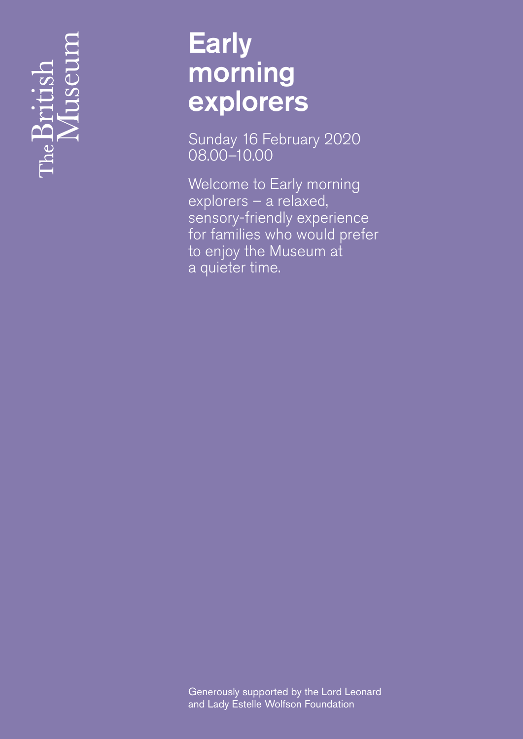The British Museum

# Early morning explorers

Sunday 16 February 2020
08.00–10.00

Welcome to Early morning explorers – a relaxed, sensory-friendly experience for families who would prefer to enjoy the Museum at a quieter time.

Generously supported by the Lord Leonard and Lady Estelle Wolfson Foundation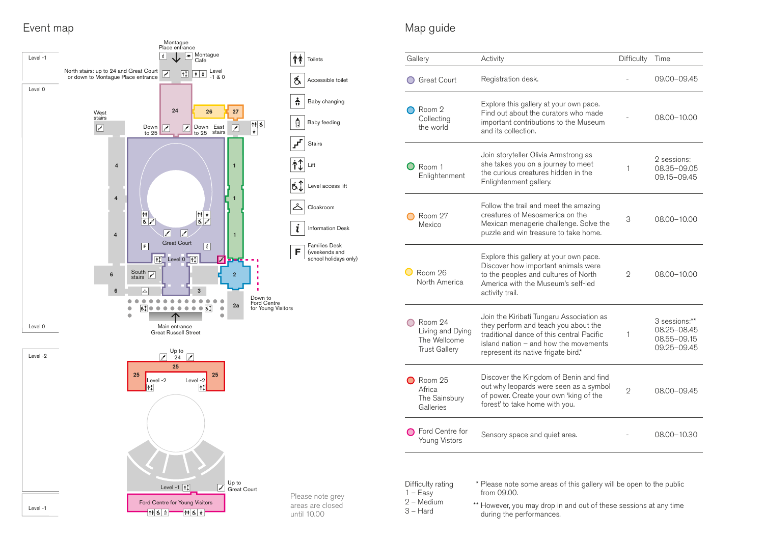## Event map

Level -1

Montague Place entrance

Montague Café

North stairs: up to 24 and Great Court or down to Montague Place entrance

Level -1 & 0

Level 0

West stairs

24

Down to 25

26

Down to 25

27

East stairs

4

4

4

1

1

1

Great Court

Level 0

South stairs

6

6

3

2

2a

Down to Ford Centre for Young Visitors

Main entrance Great Russell Street

Level 0

Level -2

Up to 24

25

25

25

Level -2

Level -2

Up to Great Court

Level -1

Ford Centre for Young Visitors

Level -1

- Toilets
- Accessible toilet
- Baby changing
- Baby feeding
- Stairs
- Lift
- Level access lift
- Cloakroom
- Information Desk
- F Families Desk (weekends and school holidays only)

Please note grey areas are closed until 10.00

## Map guide

| Gallery | Activity | Difficulty | Time |
|---|---|---|---|
| Great Court | Registration desk. | - | 09.00–09.45 |
| Room 2 Collecting the world | Explore this gallery at your own pace. Find out about the curators who made important contributions to the Museum and its collection. | - | 08.00–10.00 |
| Room 1 Enlightenment | Join storyteller Olivia Armstrong as she takes you on a journey to meet the curious creatures hidden in the Enlightenment gallery. | 1 | 2 sessions: 08.35–09.05 09.15–09.45 |
| Room 27 Mexico | Follow the trail and meet the amazing creatures of Mesoamerica on the Mexican menagerie challenge. Solve the puzzle and win treasure to take home. | 3 | 08.00–10.00 |
| Room 26 North America | Explore this gallery at your own pace. Discover how important animals were to the peoples and cultures of North America with the Museum's self-led activity trail. | 2 | 08.00–10.00 |
| Room 24 Living and Dying The Wellcome Trust Gallery | Join the Kiribati Tungaru Association as they perform and teach you about the traditional dance of this central Pacific island nation – and how the movements represent its native frigate bird.* | 1 | 3 sessions:** 08.25–08.45 08.55–09.15 09.25–09.45 |
| Room 25 Africa The Sainsbury Galleries | Discover the Kingdom of Benin and find out why leopards were seen as a symbol of power. Create your own 'king of the forest' to take home with you. | 2 | 08.00–09.45 |
| Ford Centre for Young Vistors | Sensory space and quiet area. | - | 08.00–10.30 |

Difficulty rating
1 – Easy
2 – Medium
3 – Hard

\* Please note some areas of this gallery will be open to the public from 09.00.

\*\* However, you may drop in and out of these sessions at any time during the performances.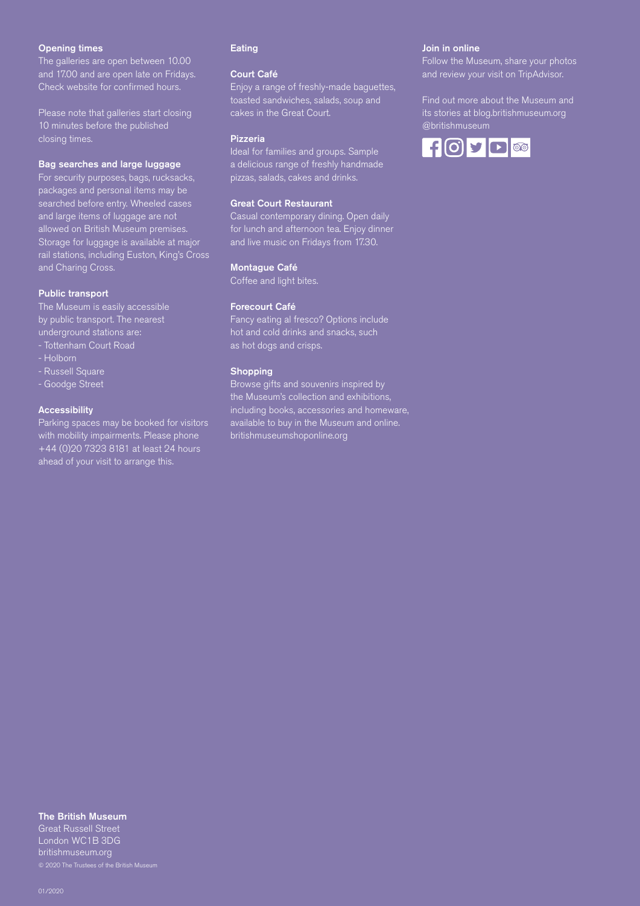### Opening times

The galleries are open between 10.00 and 17.00 and are open late on Fridays. Check website for confirmed hours.

Please note that galleries start closing 10 minutes before the published closing times.

### Bag searches and large luggage

For security purposes, bags, rucksacks, packages and personal items may be searched before entry. Wheeled cases and large items of luggage are not allowed on British Museum premises. Storage for luggage is available at major rail stations, including Euston, King's Cross and Charing Cross.

### Public transport

The Museum is easily accessible by public transport. The nearest underground stations are:

- Tottenham Court Road
- Holborn
- Russell Square
- Goodge Street

### Accessibility

Parking spaces may be booked for visitors with mobility impairments. Please phone +44 (0)20 7323 8181 at least 24 hours ahead of your visit to arrange this.

### Eating

#### Court Café

Enjoy a range of freshly-made baguettes, toasted sandwiches, salads, soup and cakes in the Great Court.

#### Pizzeria

Ideal for families and groups. Sample a delicious range of freshly handmade pizzas, salads, cakes and drinks.

#### Great Court Restaurant

Casual contemporary dining. Open daily for lunch and afternoon tea. Enjoy dinner and live music on Fridays from 17.30.

#### Montague Café

Coffee and light bites.

#### Forecourt Café

Fancy eating al fresco? Options include hot and cold drinks and snacks, such as hot dogs and crisps.

### Shopping

Browse gifts and souvenirs inspired by the Museum's collection and exhibitions, including books, accessories and homeware, available to buy in the Museum and online. britishmuseumshoponline.org

### Join in online

Follow the Museum, share your photos and review your visit on TripAdvisor.

Find out more about the Museum and its stories at blog.britishmuseum.org @britishmuseum

**The British Museum**
Great Russell Street
London WC1B 3DG
britishmuseum.org
© 2020 The Trustees of the British Museum

01/2020